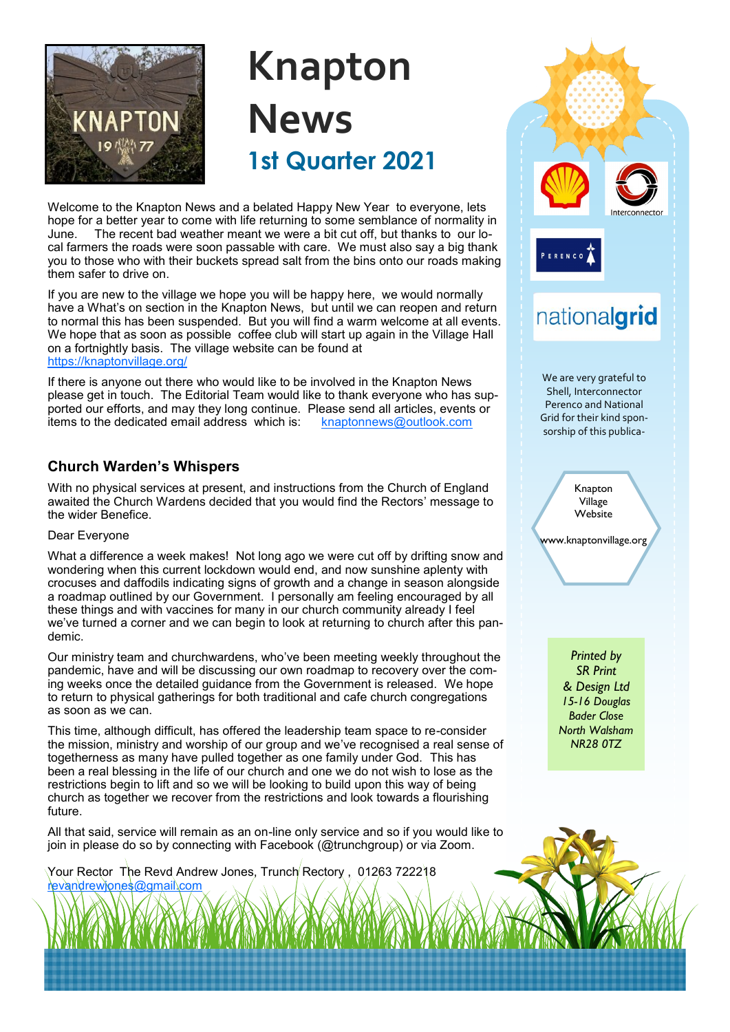# Knapton News

## 1st Quarter 2021

Welcome to the Knapton News and a belated Happy New Year to everyone, lets hope for a better year to come with life returning to some semblance of normality in June. The recent bad weather meant we were a bit cut off, but thanks to our local farmers the roads were soon passable with care. We must also say a big thank you to those who with their buckets spread salt from the bins onto our roads making them safer to drive on.

If you are new to the village we hope you will be happy here, we would normally have a What's on section in the Knapton News, but until we can reopen and return to normal this has been suspended. But you will find a warm welcome at all events. We hope that as soon as possible coffee club will start up again in the Village Hall on a fortnightly basis. The village website can be found at https://knaptonvillage.org/

If there is anyone out there who would like to be involved in the Knapton News please get in touch. The Editorial Team would like to thank everyone who has supported our efforts, and may they long continue. Please send all articles, events or items to the dedicated email address which is: knaptonnews@outlook.com

### Church Warden's Whispers

With no physical services at present, and instructions from the Church of England awaited the Church Wardens decided that you would find the Rectors' message to the wider Benefice.

Dear Everyone

What a difference a week makes! Not long ago we were cut off by drifting snow and wondering when this current lockdown would end, and now sunshine aplenty with crocuses and daffodils indicating signs of growth and a change in season alongside a roadmap outlined by our Government. I personally am feeling encouraged by all these things and with vaccines for many in our church community already I feel we've turned a corner and we can begin to look at returning to church after this pandemic.

Our ministry team and churchwardens, who've been meeting weekly throughout the pandemic, have and will be discussing our own roadmap to recovery over the coming weeks once the detailed guidance from the Government is released. We hope to return to physical gatherings for both traditional and cafe church congregations as soon as we can.

This time, although difficult, has offered the leadership team space to re-consider the mission, ministry and worship of our group and we've recognised a real sense of togetherness as many have pulled together as one family under God. This has been a real blessing in the life of our church and one we do not wish to lose as the restrictions begin to lift and so we will be looking to build upon this way of being church as together we recover from the restrictions and look towards a flourishing future.

All that said, service will remain as an on-line only service and so if you would like to join in please do so by connecting with Facebook (@trunchgroup) or via Zoom.

Your Rector The Revd Andrew Jones, Trunch Rectory , 01263 722218
revandrewjones@gmail.com

---

We are very grateful to Shell, Interconnector Perenco and National Grid for their kind sponsorship of this publica-

Knapton Village Website
www.knaptonvillage.org

*Printed by SR Print & Design Ltd 15-16 Douglas Bader Close North Walsham NR28 0TZ*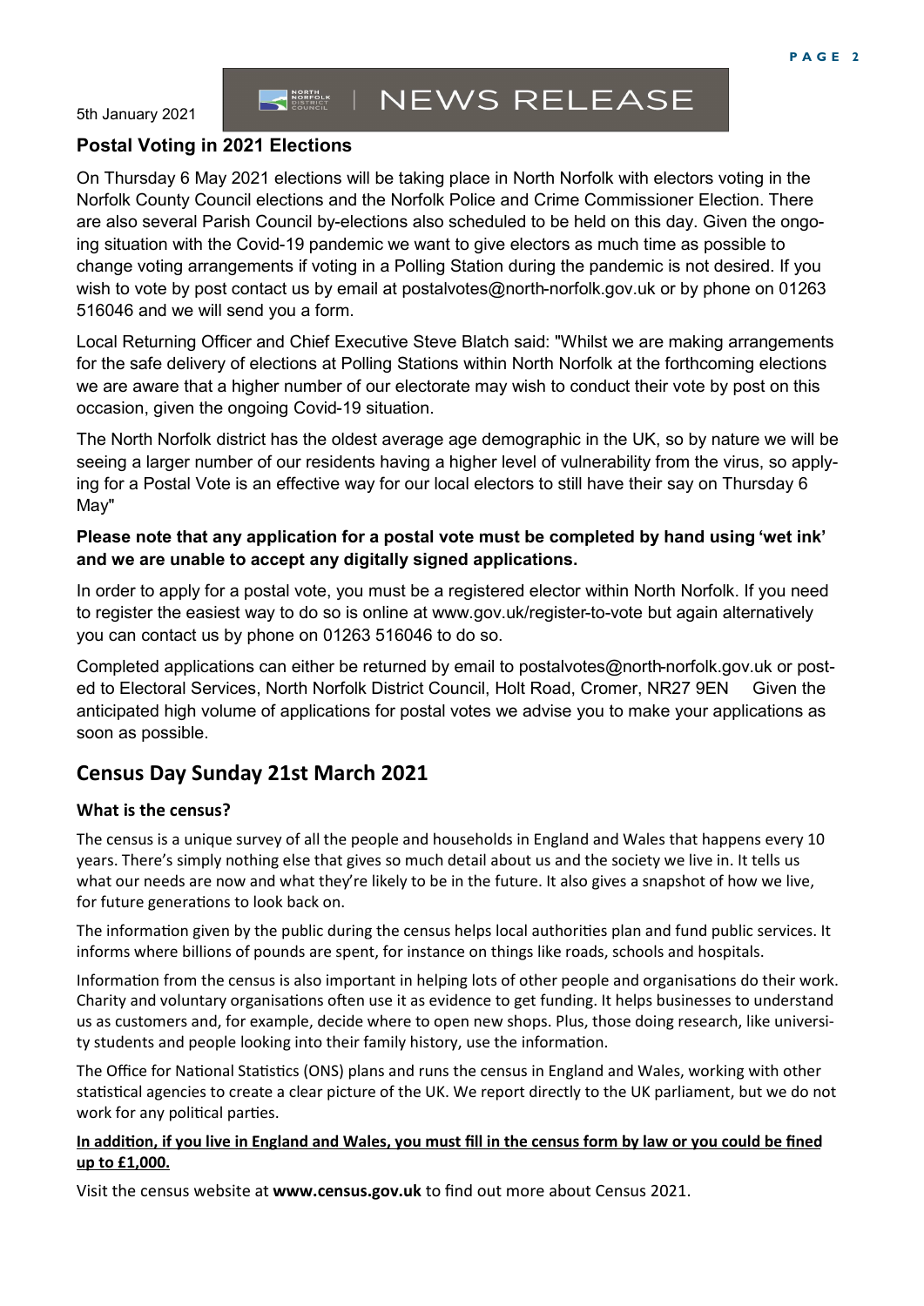5th January 2021

NEWS RELEASE

## Postal Voting in 2021 Elections

On Thursday 6 May 2021 elections will be taking place in North Norfolk with electors voting in the Norfolk County Council elections and the Norfolk Police and Crime Commissioner Election. There are also several Parish Council by-elections also scheduled to be held on this day. Given the ongoing situation with the Covid-19 pandemic we want to give electors as much time as possible to change voting arrangements if voting in a Polling Station during the pandemic is not desired. If you wish to vote by post contact us by email at postalvotes@north-norfolk.gov.uk or by phone on 01263 516046 and we will send you a form.

Local Returning Officer and Chief Executive Steve Blatch said: "Whilst we are making arrangements for the safe delivery of elections at Polling Stations within North Norfolk at the forthcoming elections we are aware that a higher number of our electorate may wish to conduct their vote by post on this occasion, given the ongoing Covid-19 situation.

The North Norfolk district has the oldest average age demographic in the UK, so by nature we will be seeing a larger number of our residents having a higher level of vulnerability from the virus, so applying for a Postal Vote is an effective way for our local electors to still have their say on Thursday 6 May"

**Please note that any application for a postal vote must be completed by hand using 'wet ink' and we are unable to accept any digitally signed applications.**

In order to apply for a postal vote, you must be a registered elector within North Norfolk. If you need to register the easiest way to do so is online at www.gov.uk/register-to-vote but again alternatively you can contact us by phone on 01263 516046 to do so.

Completed applications can either be returned by email to postalvotes@north-norfolk.gov.uk or posted to Electoral Services, North Norfolk District Council, Holt Road, Cromer, NR27 9EN Given the anticipated high volume of applications for postal votes we advise you to make your applications as soon as possible.

## Census Day Sunday 21st March 2021

### What is the census?

The census is a unique survey of all the people and households in England and Wales that happens every 10 years. There's simply nothing else that gives so much detail about us and the society we live in. It tells us what our needs are now and what they're likely to be in the future. It also gives a snapshot of how we live, for future generations to look back on.

The information given by the public during the census helps local authorities plan and fund public services. It informs where billions of pounds are spent, for instance on things like roads, schools and hospitals.

Information from the census is also important in helping lots of other people and organisations do their work. Charity and voluntary organisations often use it as evidence to get funding. It helps businesses to understand us as customers and, for example, decide where to open new shops. Plus, those doing research, like university students and people looking into their family history, use the information.

The Office for National Statistics (ONS) plans and runs the census in England and Wales, working with other statistical agencies to create a clear picture of the UK. We report directly to the UK parliament, but we do not work for any political parties.

**In addition, if you live in England and Wales, you must fill in the census form by law or you could be fined up to £1,000.**

Visit the census website at **www.census.gov.uk** to find out more about Census 2021.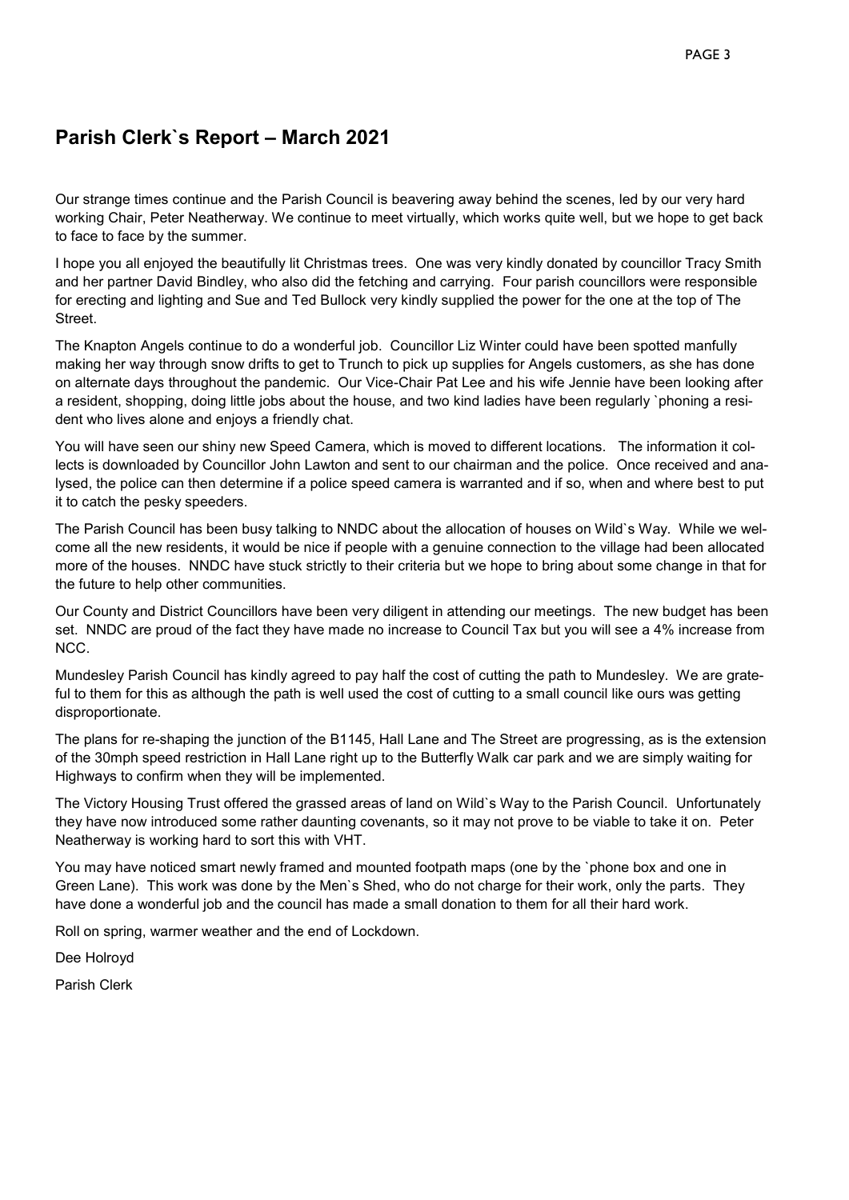## Parish Clerk`s Report – March 2021

Our strange times continue and the Parish Council is beavering away behind the scenes, led by our very hard working Chair, Peter Neatherway. We continue to meet virtually, which works quite well, but we hope to get back to face to face by the summer.

I hope you all enjoyed the beautifully lit Christmas trees. One was very kindly donated by councillor Tracy Smith and her partner David Bindley, who also did the fetching and carrying. Four parish councillors were responsible for erecting and lighting and Sue and Ted Bullock very kindly supplied the power for the one at the top of The Street.

The Knapton Angels continue to do a wonderful job. Councillor Liz Winter could have been spotted manfully making her way through snow drifts to get to Trunch to pick up supplies for Angels customers, as she has done on alternate days throughout the pandemic. Our Vice-Chair Pat Lee and his wife Jennie have been looking after a resident, shopping, doing little jobs about the house, and two kind ladies have been regularly `phoning a resident who lives alone and enjoys a friendly chat.

You will have seen our shiny new Speed Camera, which is moved to different locations. The information it collects is downloaded by Councillor John Lawton and sent to our chairman and the police. Once received and analysed, the police can then determine if a police speed camera is warranted and if so, when and where best to put it to catch the pesky speeders.

The Parish Council has been busy talking to NNDC about the allocation of houses on Wild`s Way. While we welcome all the new residents, it would be nice if people with a genuine connection to the village had been allocated more of the houses. NNDC have stuck strictly to their criteria but we hope to bring about some change in that for the future to help other communities.

Our County and District Councillors have been very diligent in attending our meetings. The new budget has been set. NNDC are proud of the fact they have made no increase to Council Tax but you will see a 4% increase from NCC.

Mundesley Parish Council has kindly agreed to pay half the cost of cutting the path to Mundesley. We are grateful to them for this as although the path is well used the cost of cutting to a small council like ours was getting disproportionate.

The plans for re-shaping the junction of the B1145, Hall Lane and The Street are progressing, as is the extension of the 30mph speed restriction in Hall Lane right up to the Butterfly Walk car park and we are simply waiting for Highways to confirm when they will be implemented.

The Victory Housing Trust offered the grassed areas of land on Wild`s Way to the Parish Council. Unfortunately they have now introduced some rather daunting covenants, so it may not prove to be viable to take it on. Peter Neatherway is working hard to sort this with VHT.

You may have noticed smart newly framed and mounted footpath maps (one by the `phone box and one in Green Lane). This work was done by the Men`s Shed, who do not charge for their work, only the parts. They have done a wonderful job and the council has made a small donation to them for all their hard work.

Roll on spring, warmer weather and the end of Lockdown.

Dee Holroyd

Parish Clerk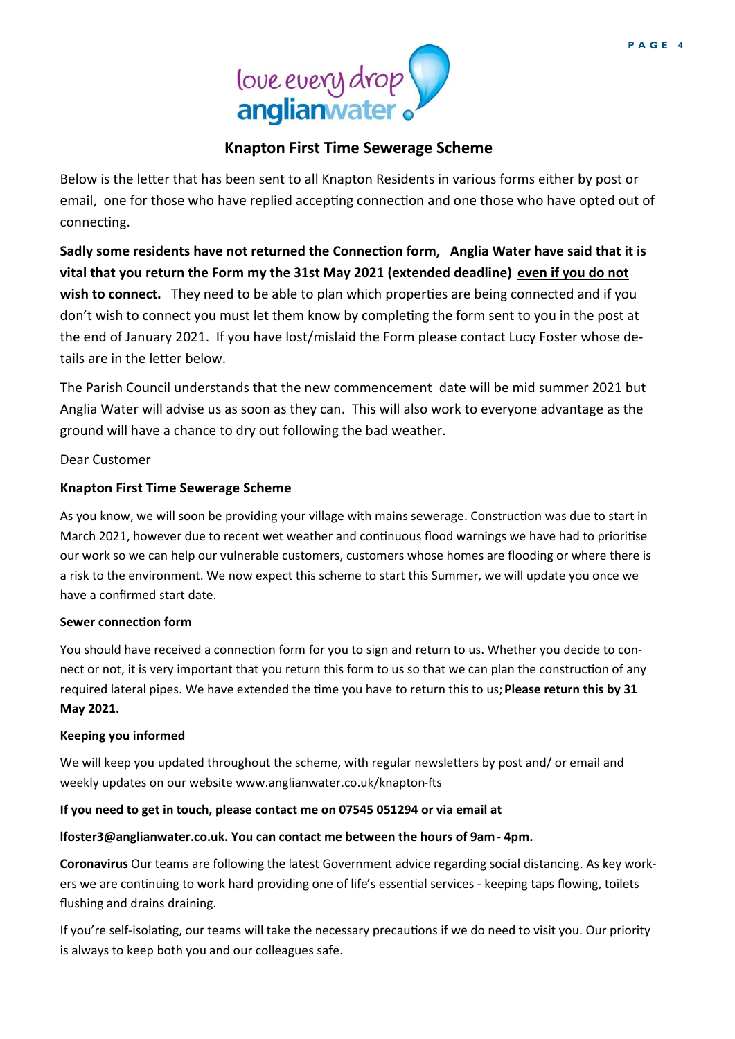love every drop
anglianwater

## Knapton First Time Sewerage Scheme

Below is the letter that has been sent to all Knapton Residents in various forms either by post or email, one for those who have replied accepting connection and one those who have opted out of connecting.

**Sadly some residents have not returned the Connection form, Anglia Water have said that it is vital that you return the Form my the 31st May 2021 (extended deadline) <u>even if you do not wish to connect</u>.** They need to be able to plan which properties are being connected and if you don't wish to connect you must let them know by completing the form sent to you in the post at the end of January 2021. If you have lost/mislaid the Form please contact Lucy Foster whose details are in the letter below.

The Parish Council understands that the new commencement date will be mid summer 2021 but Anglia Water will advise us as soon as they can. This will also work to everyone advantage as the ground will have a chance to dry out following the bad weather.

Dear Customer

### Knapton First Time Sewerage Scheme

As you know, we will soon be providing your village with mains sewerage. Construction was due to start in March 2021, however due to recent wet weather and continuous flood warnings we have had to prioritise our work so we can help our vulnerable customers, customers whose homes are flooding or where there is a risk to the environment. We now expect this scheme to start this Summer, we will update you once we have a confirmed start date.

**Sewer connection form**

You should have received a connection form for you to sign and return to us. Whether you decide to connect or not, it is very important that you return this form to us so that we can plan the construction of any required lateral pipes. We have extended the time you have to return this to us; **Please return this by 31 May 2021.**

**Keeping you informed**

We will keep you updated throughout the scheme, with regular newsletters by post and/ or email and weekly updates on our website www.anglianwater.co.uk/knapton-fts

**If you need to get in touch, please contact me on 07545 051294 or via email at**

**lfoster3@anglianwater.co.uk. You can contact me between the hours of 9am - 4pm.**

**Coronavirus** Our teams are following the latest Government advice regarding social distancing. As key workers we are continuing to work hard providing one of life's essential services - keeping taps flowing, toilets flushing and drains draining.

If you're self-isolating, our teams will take the necessary precautions if we do need to visit you. Our priority is always to keep both you and our colleagues safe.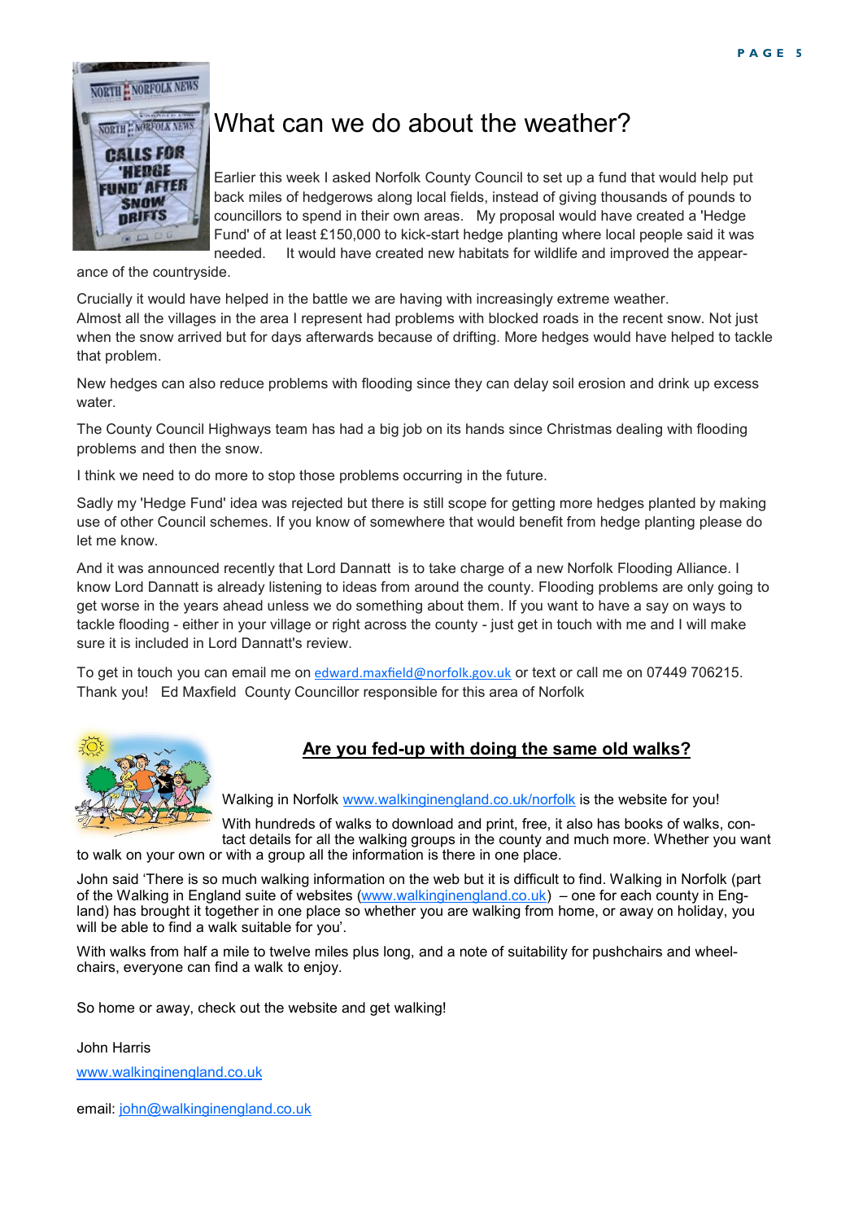# What can we do about the weather?

Earlier this week I asked Norfolk County Council to set up a fund that would help put back miles of hedgerows along local fields, instead of giving thousands of pounds to councillors to spend in their own areas. My proposal would have created a 'Hedge Fund' of at least £150,000 to kick-start hedge planting where local people said it was needed. It would have created new habitats for wildlife and improved the appearance of the countryside.

Crucially it would have helped in the battle we are having with increasingly extreme weather. Almost all the villages in the area I represent had problems with blocked roads in the recent snow. Not just when the snow arrived but for days afterwards because of drifting. More hedges would have helped to tackle that problem.

New hedges can also reduce problems with flooding since they can delay soil erosion and drink up excess water.

The County Council Highways team has had a big job on its hands since Christmas dealing with flooding problems and then the snow.

I think we need to do more to stop those problems occurring in the future.

Sadly my 'Hedge Fund' idea was rejected but there is still scope for getting more hedges planted by making use of other Council schemes. If you know of somewhere that would benefit from hedge planting please do let me know.

And it was announced recently that Lord Dannatt is to take charge of a new Norfolk Flooding Alliance. I know Lord Dannatt is already listening to ideas from around the county. Flooding problems are only going to get worse in the years ahead unless we do something about them. If you want to have a say on ways to tackle flooding - either in your village or right across the county - just get in touch with me and I will make sure it is included in Lord Dannatt's review.

To get in touch you can email me on edward.maxfield@norfolk.gov.uk or text or call me on 07449 706215.
Thank you! Ed Maxfield County Councillor responsible for this area of Norfolk

## Are you fed-up with doing the same old walks?

Walking in Norfolk www.walkinginengland.co.uk/norfolk is the website for you!

With hundreds of walks to download and print, free, it also has books of walks, contact details for all the walking groups in the county and much more. Whether you want to walk on your own or with a group all the information is there in one place.

John said 'There is so much walking information on the web but it is difficult to find. Walking in Norfolk (part of the Walking in England suite of websites (www.walkinginengland.co.uk) – one for each county in England) has brought it together in one place so whether you are walking from home, or away on holiday, you will be able to find a walk suitable for you'.

With walks from half a mile to twelve miles plus long, and a note of suitability for pushchairs and wheelchairs, everyone can find a walk to enjoy.

So home or away, check out the website and get walking!

John Harris

www.walkinginengland.co.uk

email: john@walkinginengland.co.uk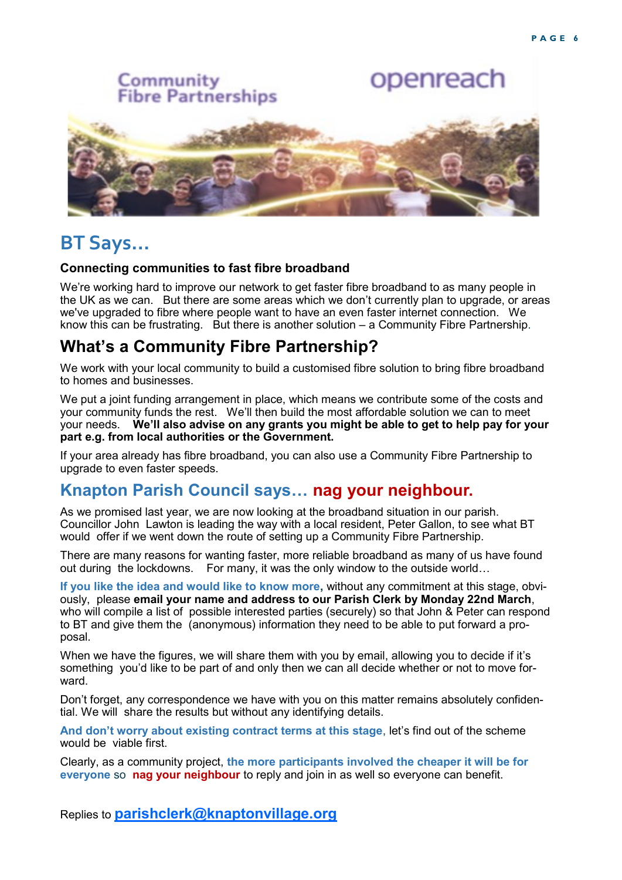## BT Says…

**Connecting communities to fast fibre broadband**

We're working hard to improve our network to get faster fibre broadband to as many people in the UK as we can. But there are some areas which we don't currently plan to upgrade, or areas we've upgraded to fibre where people want to have an even faster internet connection. We know this can be frustrating. But there is another solution – a Community Fibre Partnership.

## What's a Community Fibre Partnership?

We work with your local community to build a customised fibre solution to bring fibre broadband to homes and businesses.

We put a joint funding arrangement in place, which means we contribute some of the costs and your community funds the rest. We'll then build the most affordable solution we can to meet your needs. **We'll also advise on any grants you might be able to get to help pay for your part e.g. from local authorities or the Government.**

If your area already has fibre broadband, you can also use a Community Fibre Partnership to upgrade to even faster speeds.

## Knapton Parish Council says… nag your neighbour.

As we promised last year, we are now looking at the broadband situation in our parish. Councillor John Lawton is leading the way with a local resident, Peter Gallon, to see what BT would offer if we went down the route of setting up a Community Fibre Partnership.

There are many reasons for wanting faster, more reliable broadband as many of us have found out during the lockdowns. For many, it was the only window to the outside world…

**If you like the idea and would like to know more,** without any commitment at this stage, obviously, please **email your name and address to our Parish Clerk by Monday 22nd March**, who will compile a list of possible interested parties (securely) so that John & Peter can respond to BT and give them the (anonymous) information they need to be able to put forward a proposal.

When we have the figures, we will share them with you by email, allowing you to decide if it's something you'd like to be part of and only then we can all decide whether or not to move forward.

Don't forget, any correspondence we have with you on this matter remains absolutely confidential. We will share the results but without any identifying details.

**And don't worry about existing contract terms at this stage**, let's find out of the scheme would be viable first.

Clearly, as a community project, **the more participants involved the cheaper it will be for everyone** so **nag your neighbour** to reply and join in as well so everyone can benefit.

Replies to **parishclerk@knaptonvillage.org**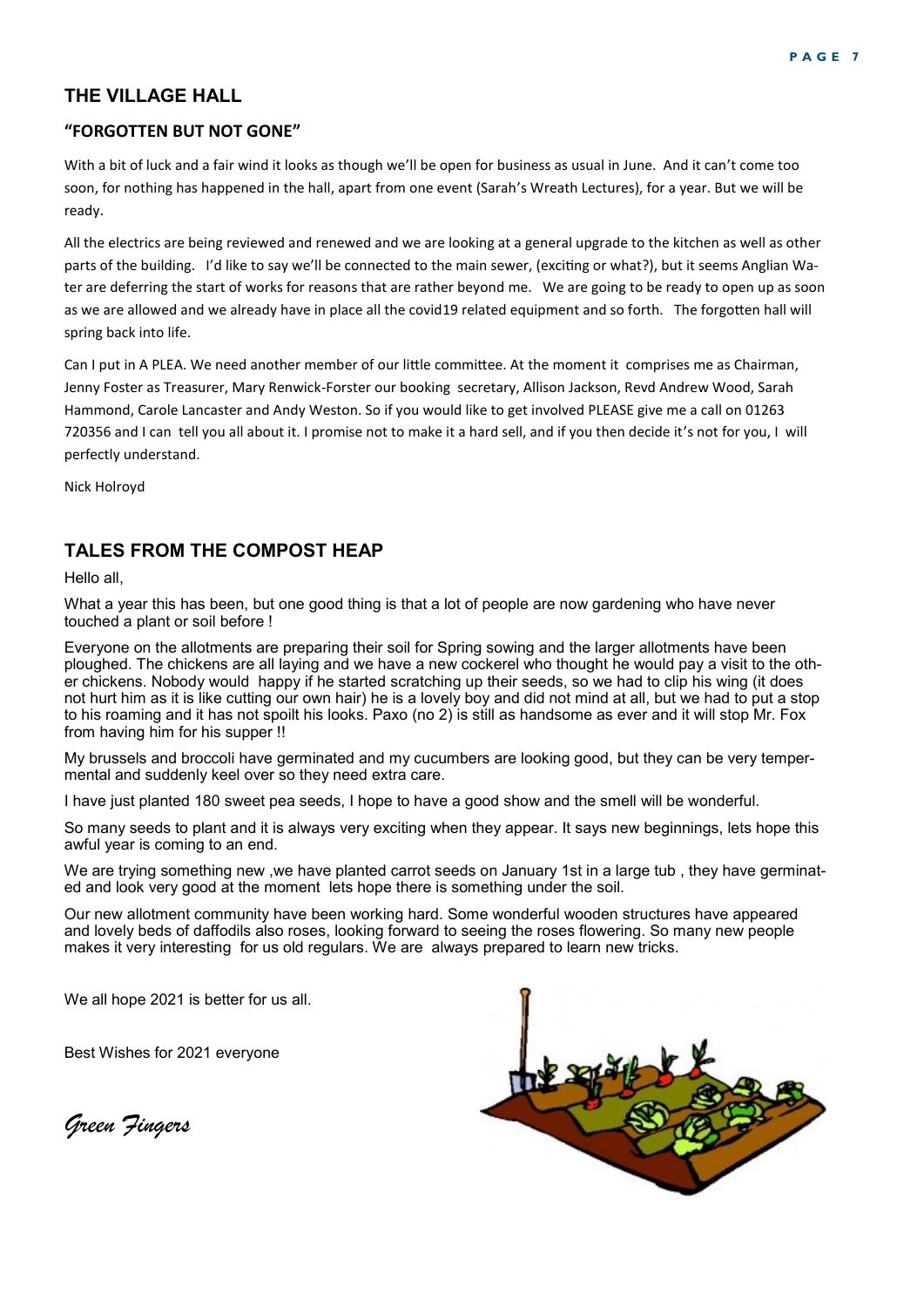## THE VILLAGE HALL

### "FORGOTTEN BUT NOT GONE"

With a bit of luck and a fair wind it looks as though we'll be open for business as usual in June. And it can't come too soon, for nothing has happened in the hall, apart from one event (Sarah's Wreath Lectures), for a year. But we will be ready.

All the electrics are being reviewed and renewed and we are looking at a general upgrade to the kitchen as well as other parts of the building. I'd like to say we'll be connected to the main sewer, (exciting or what?), but it seems Anglian Water are deferring the start of works for reasons that are rather beyond me. We are going to be ready to open up as soon as we are allowed and we already have in place all the covid19 related equipment and so forth. The forgotten hall will spring back into life.

Can I put in A PLEA. We need another member of our little committee. At the moment it comprises me as Chairman, Jenny Foster as Treasurer, Mary Renwick-Forster our booking secretary, Allison Jackson, Revd Andrew Wood, Sarah Hammond, Carole Lancaster and Andy Weston. So if you would like to get involved PLEASE give me a call on 01263 720356 and I can tell you all about it. I promise not to make it a hard sell, and if you then decide it's not for you, I will perfectly understand.

Nick Holroyd

## TALES FROM THE COMPOST HEAP

Hello all,

What a year this has been, but one good thing is that a lot of people are now gardening who have never touched a plant or soil before !

Everyone on the allotments are preparing their soil for Spring sowing and the larger allotments have been ploughed. The chickens are all laying and we have a new cockerel who thought he would pay a visit to the other chickens. Nobody would happy if he started scratching up their seeds, so we had to clip his wing (it does not hurt him as it is like cutting our own hair) he is a lovely boy and did not mind at all, but we had to put a stop to his roaming and it has not spoilt his looks. Paxo (no 2) is still as handsome as ever and it will stop Mr. Fox from having him for his supper !!

My brussels and broccoli have germinated and my cucumbers are looking good, but they can be very tempermental and suddenly keel over so they need extra care.

I have just planted 180 sweet pea seeds, I hope to have a good show and the smell will be wonderful.

So many seeds to plant and it is always very exciting when they appear. It says new beginnings, lets hope this awful year is coming to an end.

We are trying something new ,we have planted carrot seeds on January 1st in a large tub , they have germinated and look very good at the moment lets hope there is something under the soil.

Our new allotment community have been working hard. Some wonderful wooden structures have appeared and lovely beds of daffodils also roses, looking forward to seeing the roses flowering. So many new people makes it very interesting for us old regulars. We are always prepared to learn new tricks.

We all hope 2021 is better for us all.

Best Wishes for 2021 everyone

*Green Fingers*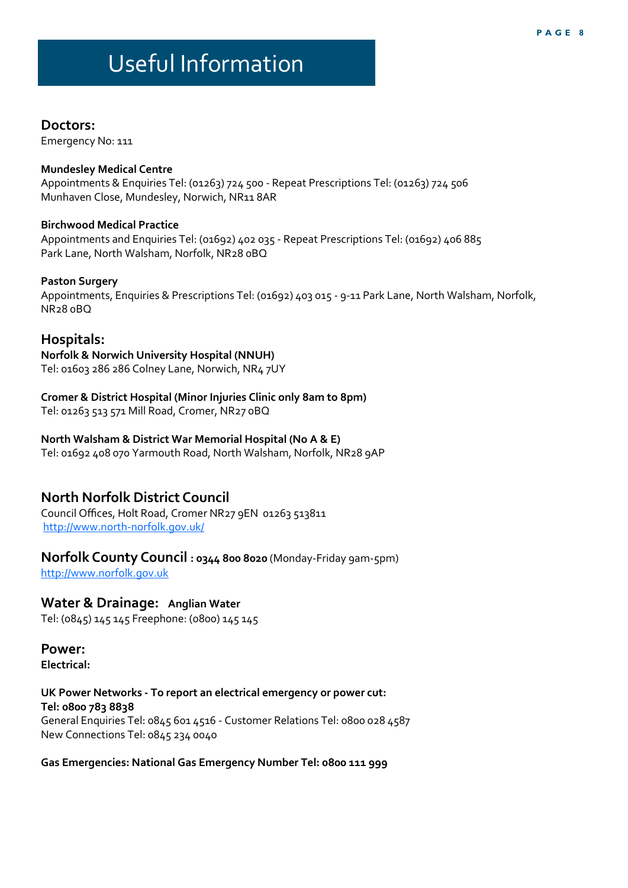# Useful Information

## Doctors:

Emergency No: 111

**Mundesley Medical Centre**
Appointments & Enquiries Tel: (01263) 724 500 - Repeat Prescriptions Tel: (01263) 724 506
Munhaven Close, Mundesley, Norwich, NR11 8AR

**Birchwood Medical Practice**
Appointments and Enquiries Tel: (01692) 402 035 - Repeat Prescriptions Tel: (01692) 406 885
Park Lane, North Walsham, Norfolk, NR28 0BQ

**Paston Surgery**
Appointments, Enquiries & Prescriptions Tel: (01692) 403 015 - 9-11 Park Lane, North Walsham, Norfolk, NR28 0BQ

## Hospitals:

**Norfolk & Norwich University Hospital (NNUH)**
Tel: 01603 286 286 Colney Lane, Norwich, NR4 7UY

**Cromer & District Hospital (Minor Injuries Clinic only 8am to 8pm)**
Tel: 01263 513 571 Mill Road, Cromer, NR27 0BQ

**North Walsham & District War Memorial Hospital (No A & E)**
Tel: 01692 408 070 Yarmouth Road, North Walsham, Norfolk, NR28 9AP

## North Norfolk District Council

Council Offices, Holt Road, Cromer NR27 9EN 01263 513811
http://www.north-norfolk.gov.uk/

## Norfolk County Council : **0344 800 8020** (Monday-Friday 9am-5pm)

http://www.norfolk.gov.uk

## Water & Drainage: **Anglian Water**

Tel: (0845) 145 145 Freephone: (0800) 145 145

## Power:

**Electrical:**

**UK Power Networks - To report an electrical emergency or power cut:**
**Tel: 0800 783 8838**
General Enquiries Tel: 0845 601 4516 - Customer Relations Tel: 0800 028 4587
New Connections Tel: 0845 234 0040

**Gas Emergencies: National Gas Emergency Number Tel: 0800 111 999**